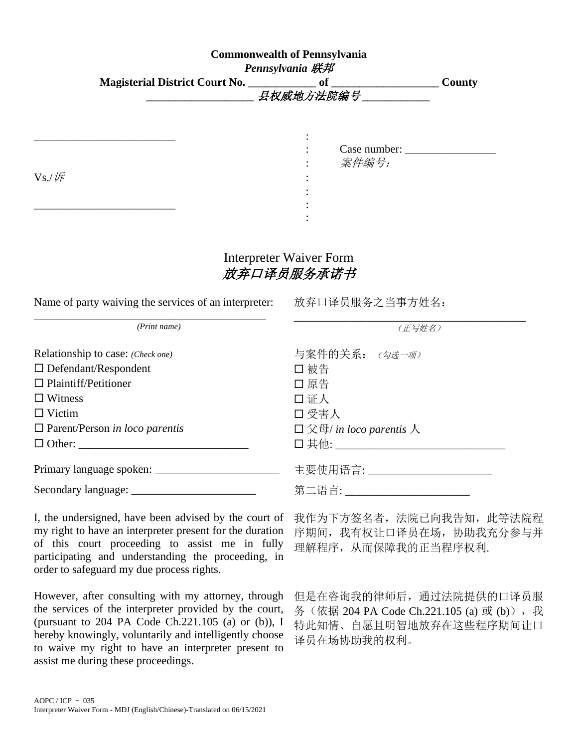**Commonwealth of Pennsylvania**
***Pennsylvania 联邦***
**Magisterial District Court No. ____________ of ___________________ County**
***___________________ 县权威地方法院编号 ____________***

_________________________ :
: Case number: ________________
: *案件编号:*
Vs./*诉* :
:
_________________________ :
:

# Interpreter Waiver Form
# *放弃口译员服务承诺书*

Name of party waiving the services of an interpreter:
_________________________________________
*(Print name)*

放弃口译员服务之当事方姓名:
_________________________________________
*(正写姓名)*

Relationship to case: *(Check one)*
☐ Defendant/Respondent
☐ Plaintiff/Petitioner
☐ Witness
☐ Victim
☐ Parent/Person *in loco parentis*
☐ Other: ______________________________

与案件的关系: *(勾选一项)*
☐ 被告
☐ 原告
☐ 证人
☐ 受害人
☐ 父母/ *in loco parentis* 人
☐ 其他: ______________________________

Primary language spoken: ______________________

主要使用语言: ______________________

Secondary language: ______________________

第二语言: ______________________

I, the undersigned, have been advised by the court of my right to have an interpreter present for the duration of this court proceeding to assist me in fully participating and understanding the proceeding, in order to safeguard my due process rights.

我作为下方签名者，法院已向我告知，此等法院程序期间，我有权让口译员在场，协助我充分参与并理解程序，从而保障我的正当程序权利.

However, after consulting with my attorney, through the services of the interpreter provided by the court, (pursuant to 204 PA Code Ch.221.105 (a) or (b)), I hereby knowingly, voluntarily and intelligently choose to waive my right to have an interpreter present to assist me during these proceedings.

但是在咨询我的律师后，通过法院提供的口译员服务（依据 204 PA Code Ch.221.105 (a) 或 (b)），我特此知情、自愿且明智地放弃在这些程序期间让口译员在场协助我的权利。

AOPC / ICP – 035
Interpreter Waiver Form - MDJ (English/Chinese)-Translated on 06/15/2021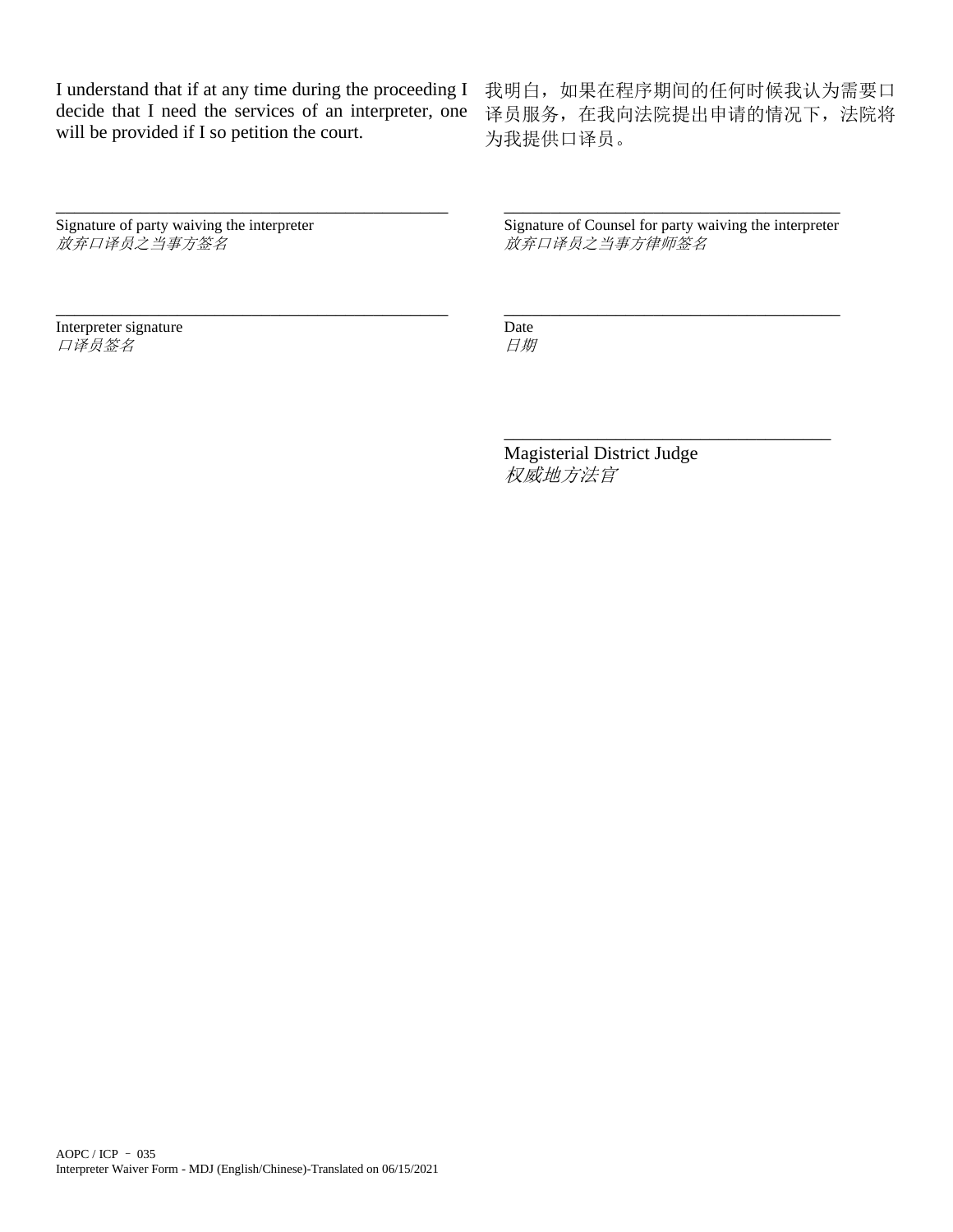I understand that if at any time during the proceeding I decide that I need the services of an interpreter, one will be provided if I so petition the court.

我明白，如果在程序期间的任何时候我认为需要口译员服务，在我向法院提出申请的情况下，法院将为我提供口译员。

\_\_\_\_\_\_\_\_\_\_\_\_\_\_\_\_\_\_\_\_\_\_\_\_\_\_\_\_\_\_\_\_\_\_\_\_\_\_\_\_

Signature of party waiving the interpreter
*放弃口译员之当事方签名*

\_\_\_\_\_\_\_\_\_\_\_\_\_\_\_\_\_\_\_\_\_\_\_\_\_\_\_\_\_\_\_\_\_\_\_\_\_\_\_\_

Signature of Counsel for party waiving the interpreter
*放弃口译员之当事方律师签名*

\_\_\_\_\_\_\_\_\_\_\_\_\_\_\_\_\_\_\_\_\_\_\_\_\_\_\_\_\_\_\_\_\_\_\_\_\_\_\_\_

Interpreter signature
*口译员签名*

\_\_\_\_\_\_\_\_\_\_\_\_\_\_\_\_\_\_\_\_\_\_\_\_\_\_\_\_\_\_\_\_\_\_\_\_\_\_\_\_

Date
*日期*

\_\_\_\_\_\_\_\_\_\_\_\_\_\_\_\_\_\_\_\_\_\_\_\_\_\_\_\_\_\_\_\_\_\_\_\_\_\_\_\_

Magisterial District Judge
*权威地方法官*

AOPC / ICP – 035
Interpreter Waiver Form - MDJ (English/Chinese)-Translated on 06/15/2021